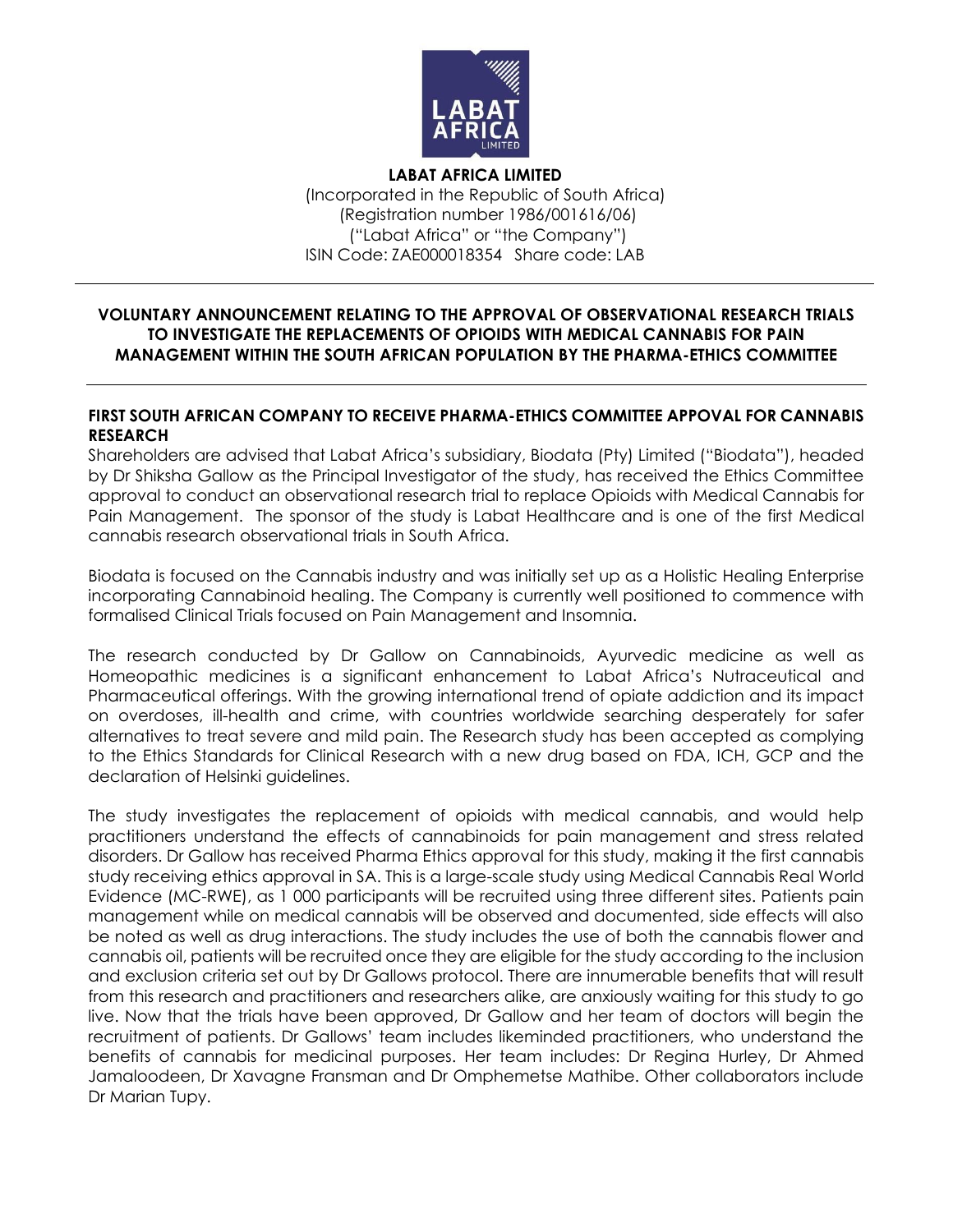**LABAT AFRICA LIMITED**
(Incorporated in the Republic of South Africa)
(Registration number 1986/001616/06)
("Labat Africa" or "the Company")
ISIN Code: ZAE000018354 Share code: LAB

---

## VOLUNTARY ANNOUNCEMENT RELATING TO THE APPROVAL OF OBSERVATIONAL RESEARCH TRIALS TO INVESTIGATE THE REPLACEMENTS OF OPIOIDS WITH MEDICAL CANNABIS FOR PAIN MANAGEMENT WITHIN THE SOUTH AFRICAN POPULATION BY THE PHARMA-ETHICS COMMITTEE

---

### FIRST SOUTH AFRICAN COMPANY TO RECEIVE PHARMA-ETHICS COMMITTEE APPOVAL FOR CANNABIS RESEARCH

Shareholders are advised that Labat Africa's subsidiary, Biodata (Pty) Limited ("Biodata"), headed by Dr Shiksha Gallow as the Principal Investigator of the study, has received the Ethics Committee approval to conduct an observational research trial to replace Opioids with Medical Cannabis for Pain Management. The sponsor of the study is Labat Healthcare and is one of the first Medical cannabis research observational trials in South Africa.

Biodata is focused on the Cannabis industry and was initially set up as a Holistic Healing Enterprise incorporating Cannabinoid healing. The Company is currently well positioned to commence with formalised Clinical Trials focused on Pain Management and Insomnia.

The research conducted by Dr Gallow on Cannabinoids, Ayurvedic medicine as well as Homeopathic medicines is a significant enhancement to Labat Africa's Nutraceutical and Pharmaceutical offerings. With the growing international trend of opiate addiction and its impact on overdoses, ill-health and crime, with countries worldwide searching desperately for safer alternatives to treat severe and mild pain. The Research study has been accepted as complying to the Ethics Standards for Clinical Research with a new drug based on FDA, ICH, GCP and the declaration of Helsinki guidelines.

The study investigates the replacement of opioids with medical cannabis, and would help practitioners understand the effects of cannabinoids for pain management and stress related disorders. Dr Gallow has received Pharma Ethics approval for this study, making it the first cannabis study receiving ethics approval in SA. This is a large-scale study using Medical Cannabis Real World Evidence (MC-RWE), as 1 000 participants will be recruited using three different sites. Patients pain management while on medical cannabis will be observed and documented, side effects will also be noted as well as drug interactions. The study includes the use of both the cannabis flower and cannabis oil, patients will be recruited once they are eligible for the study according to the inclusion and exclusion criteria set out by Dr Gallows protocol. There are innumerable benefits that will result from this research and practitioners and researchers alike, are anxiously waiting for this study to go live. Now that the trials have been approved, Dr Gallow and her team of doctors will begin the recruitment of patients. Dr Gallows' team includes likeminded practitioners, who understand the benefits of cannabis for medicinal purposes. Her team includes: Dr Regina Hurley, Dr Ahmed Jamaloodeen, Dr Xavagne Fransman and Dr Omphemetse Mathibe. Other collaborators include Dr Marian Tupy.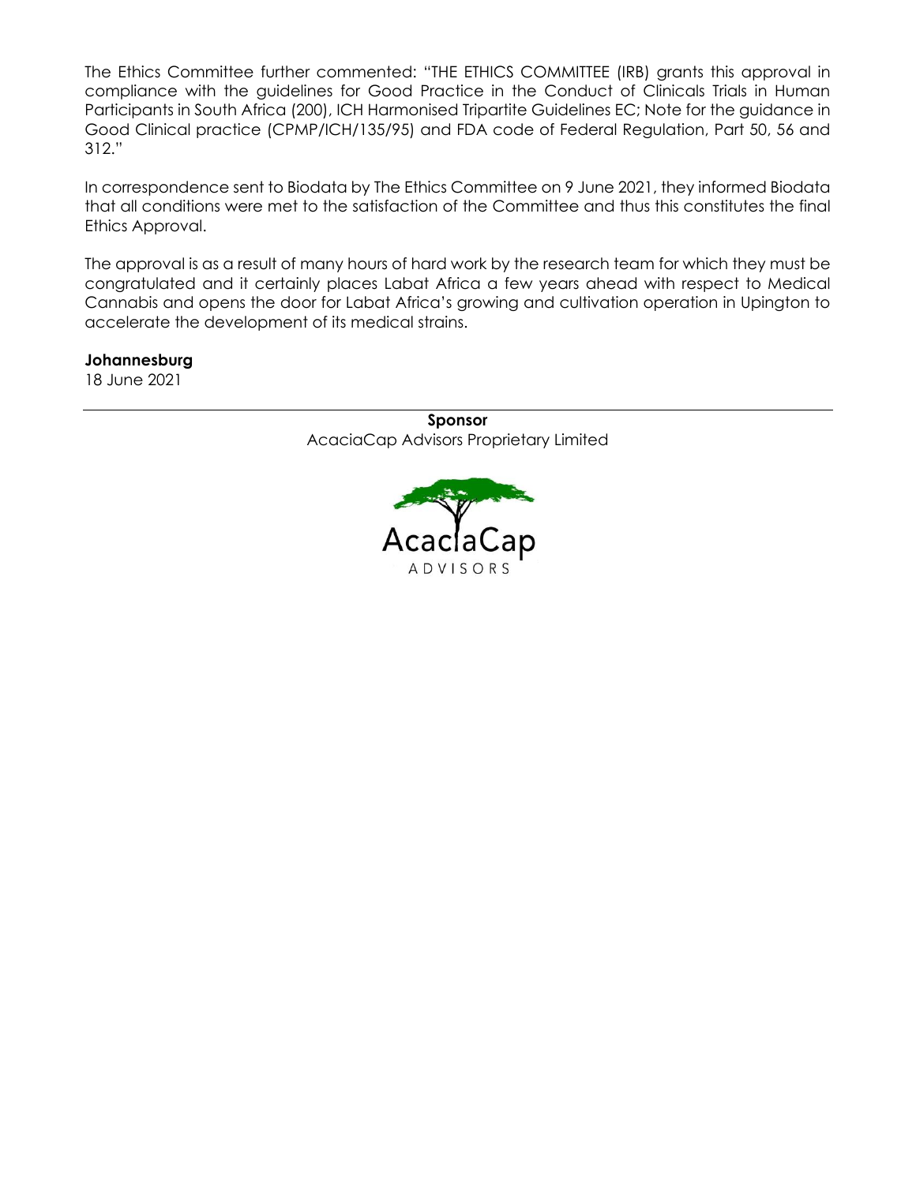The Ethics Committee further commented: "THE ETHICS COMMITTEE (IRB) grants this approval in compliance with the guidelines for Good Practice in the Conduct of Clinicals Trials in Human Participants in South Africa (200), ICH Harmonised Tripartite Guidelines EC; Note for the guidance in Good Clinical practice (CPMP/ICH/135/95) and FDA code of Federal Regulation, Part 50, 56 and 312."

In correspondence sent to Biodata by The Ethics Committee on 9 June 2021, they informed Biodata that all conditions were met to the satisfaction of the Committee and thus this constitutes the final Ethics Approval.

The approval is as a result of many hours of hard work by the research team for which they must be congratulated and it certainly places Labat Africa a few years ahead with respect to Medical Cannabis and opens the door for Labat Africa's growing and cultivation operation in Upington to accelerate the development of its medical strains.

**Johannesburg**
18 June 2021

---

**Sponsor**
AcaciaCap Advisors Proprietary Limited

AcaciaCap
ADVISORS